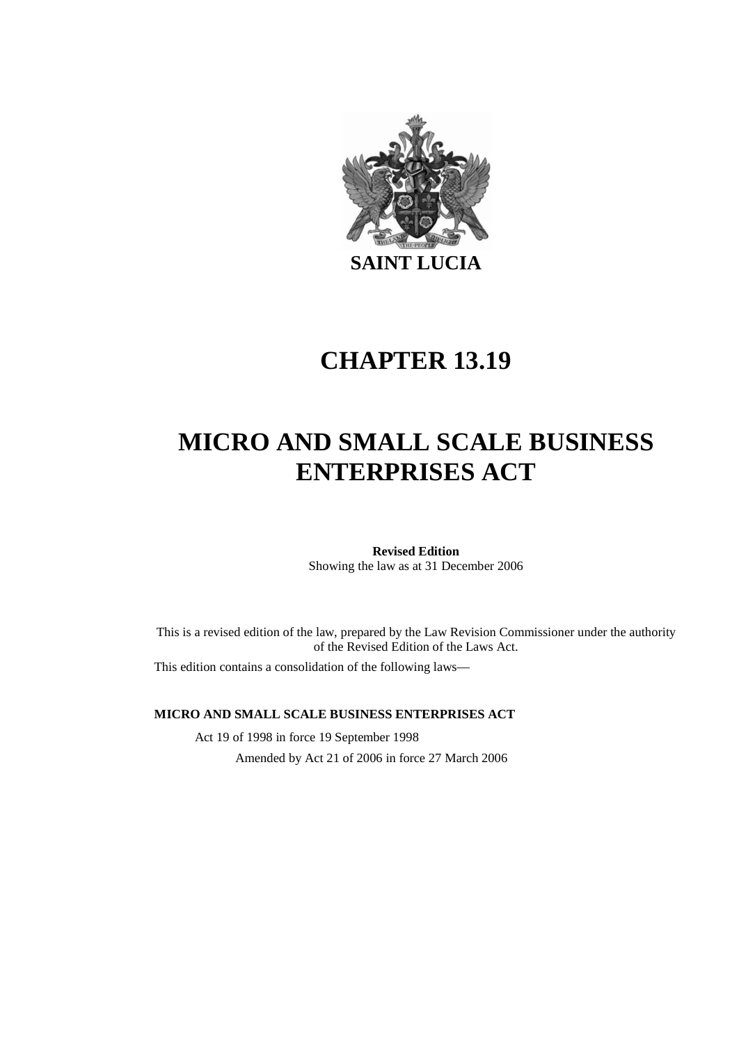**SAINT LUCIA**

# CHAPTER 13.19

# MICRO AND SMALL SCALE BUSINESS ENTERPRISES ACT

**Revised Edition**
Showing the law as at 31 December 2006

This is a revised edition of the law, prepared by the Law Revision Commissioner under the authority of the Revised Edition of the Laws Act.

This edition contains a consolidation of the following laws—

**MICRO AND SMALL SCALE BUSINESS ENTERPRISES ACT**

Act 19 of 1998 in force 19 September 1998

Amended by Act 21 of 2006 in force 27 March 2006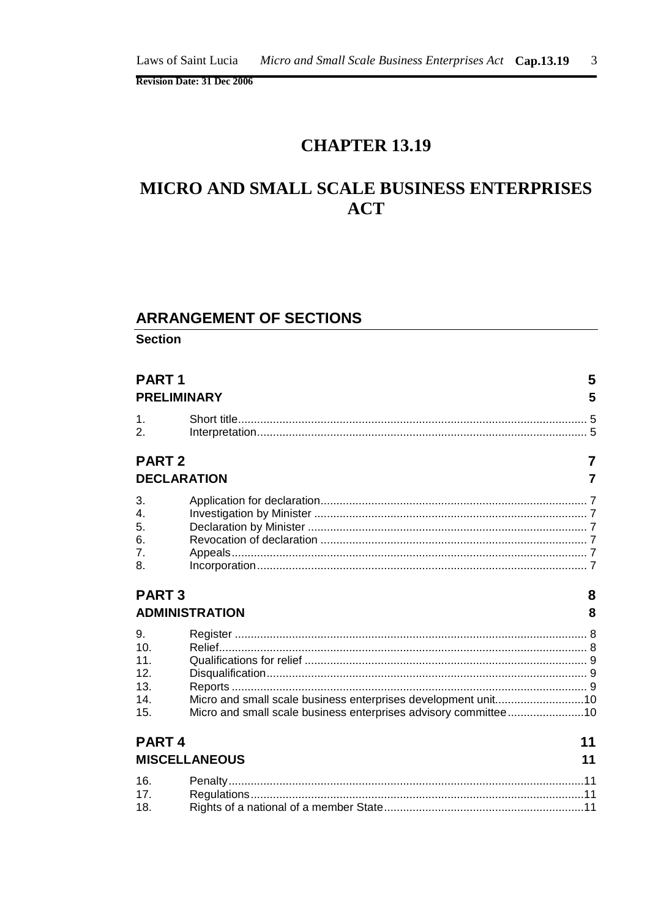# CHAPTER 13.19

# MICRO AND SMALL SCALE BUSINESS ENTERPRISES ACT

## ARRANGEMENT OF SECTIONS

**Section**

**PART 1** **5**

**PRELIMINARY** **5**

1. Short title 5
2. Interpretation 5

**PART 2** **7**

**DECLARATION** **7**

3. Application for declaration 7
4. Investigation by Minister 7
5. Declaration by Minister 7
6. Revocation of declaration 7
7. Appeals 7
8. Incorporation 7

**PART 3** **8**

**ADMINISTRATION** **8**

9. Register 8
10. Relief 8
11. Qualifications for relief 9
12. Disqualification 9
13. Reports 9
14. Micro and small scale business enterprises development unit 10
15. Micro and small scale business enterprises advisory committee 10

**PART 4** **11**

**MISCELLANEOUS** **11**

16. Penalty 11
17. Regulations 11
18. Rights of a national of a member State 11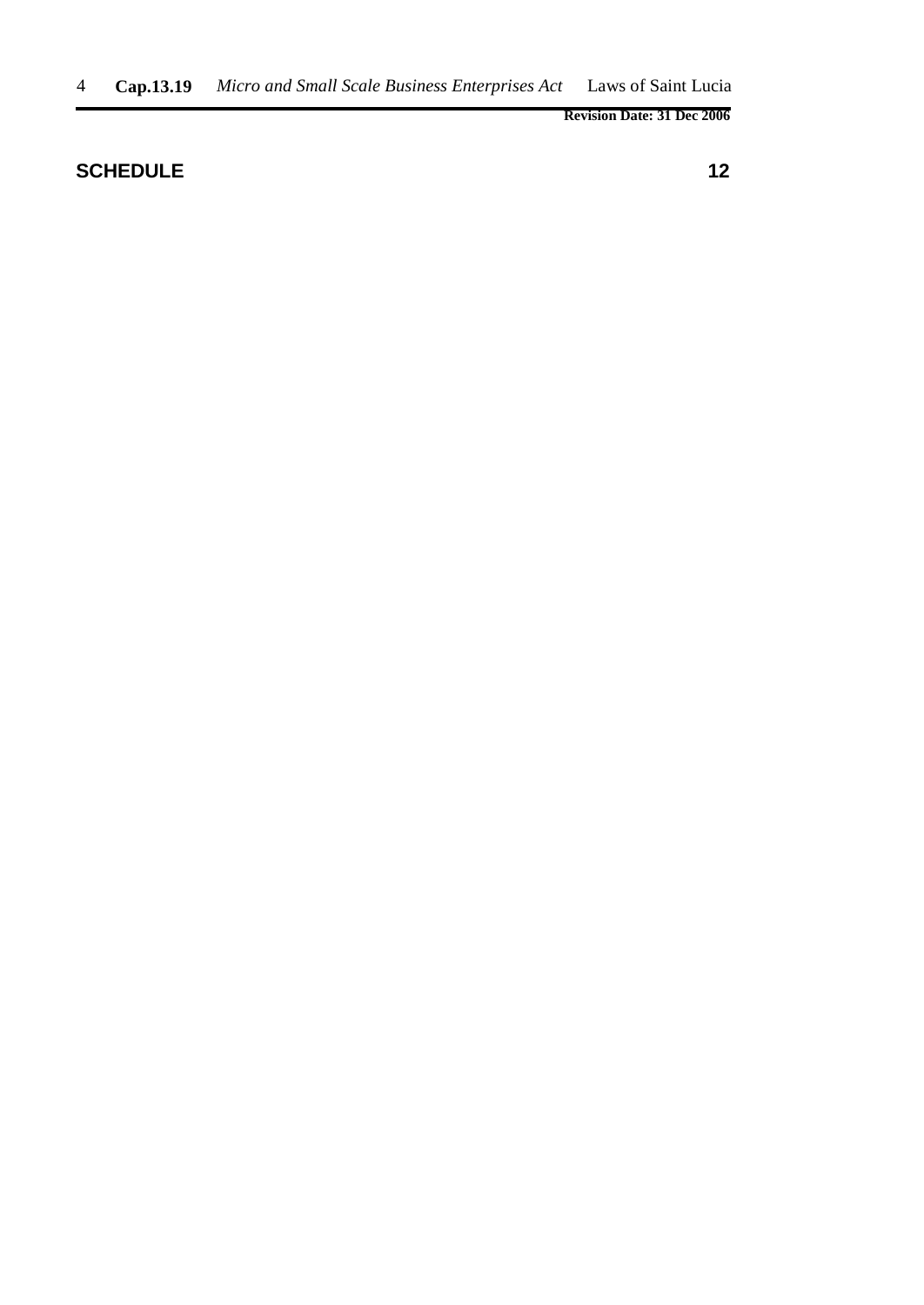**SCHEDULE** 12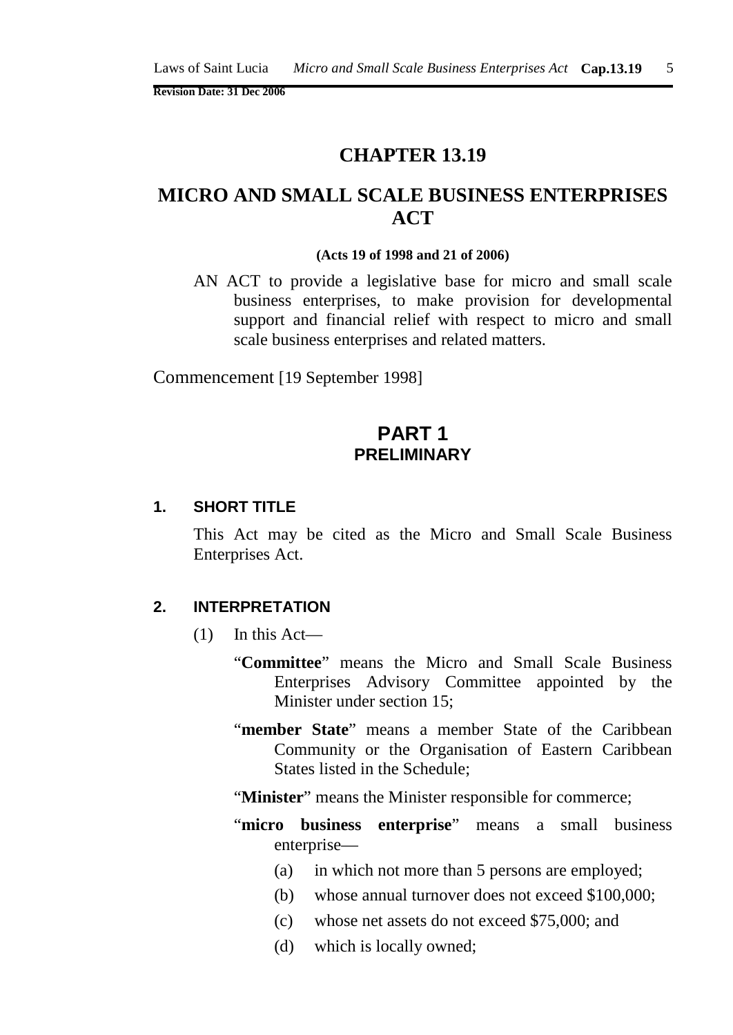# CHAPTER 13.19

# MICRO AND SMALL SCALE BUSINESS ENTERPRISES ACT

**(Acts 19 of 1998 and 21 of 2006)**

AN ACT to provide a legislative base for micro and small scale business enterprises, to make provision for developmental support and financial relief with respect to micro and small scale business enterprises and related matters.

Commencement [19 September 1998]

## PART 1
## PRELIMINARY

### 1. SHORT TITLE

This Act may be cited as the Micro and Small Scale Business Enterprises Act.

### 2. INTERPRETATION

(1) In this Act—

"**Committee**" means the Micro and Small Scale Business Enterprises Advisory Committee appointed by the Minister under section 15;

"**member State**" means a member State of the Caribbean Community or the Organisation of Eastern Caribbean States listed in the Schedule;

"**Minister**" means the Minister responsible for commerce;

"**micro business enterprise**" means a small business enterprise—

(a) in which not more than 5 persons are employed;

(b) whose annual turnover does not exceed $100,000;

(c) whose net assets do not exceed $75,000; and

(d) which is locally owned;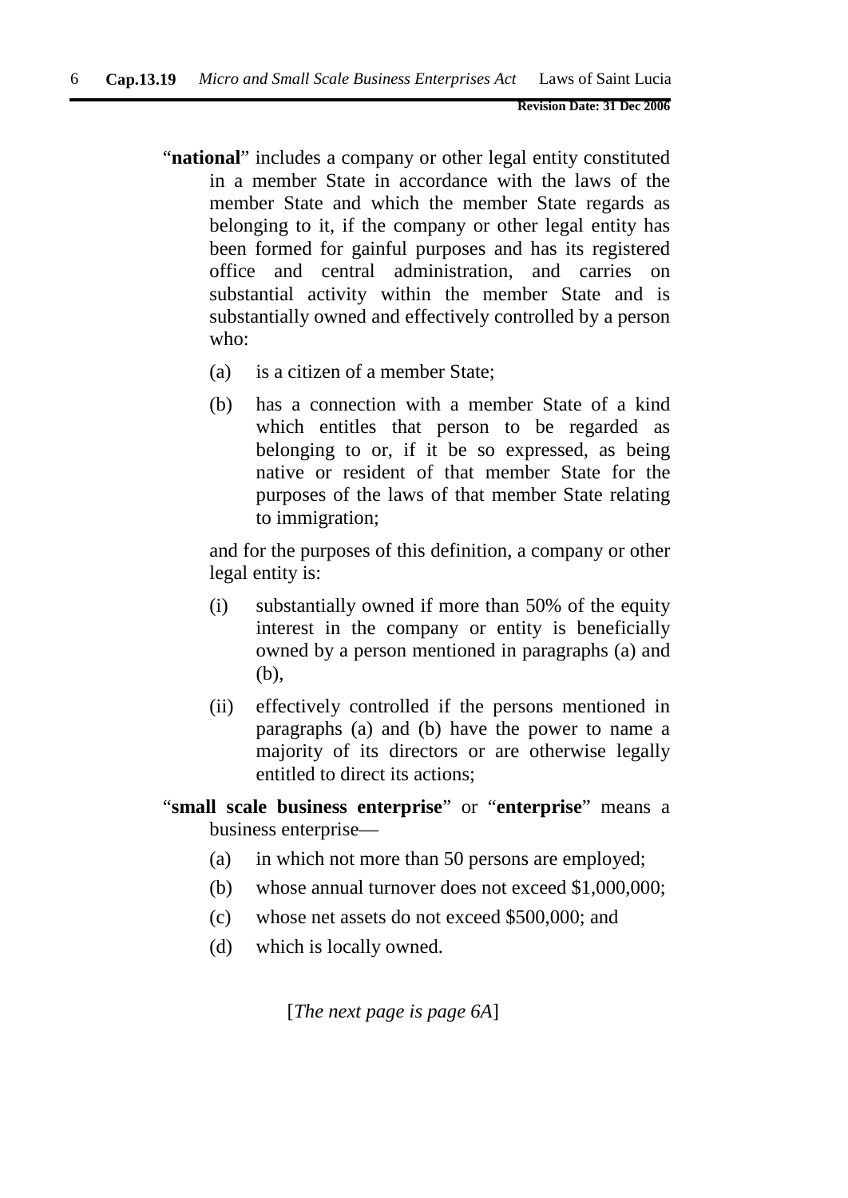"**national**" includes a company or other legal entity constituted in a member State in accordance with the laws of the member State and which the member State regards as belonging to it, if the company or other legal entity has been formed for gainful purposes and has its registered office and central administration, and carries on substantial activity within the member State and is substantially owned and effectively controlled by a person who:

(a) is a citizen of a member State;

(b) has a connection with a member State of a kind which entitles that person to be regarded as belonging to or, if it be so expressed, as being native or resident of that member State for the purposes of the laws of that member State relating to immigration;

and for the purposes of this definition, a company or other legal entity is:

(i) substantially owned if more than 50% of the equity interest in the company or entity is beneficially owned by a person mentioned in paragraphs (a) and (b),

(ii) effectively controlled if the persons mentioned in paragraphs (a) and (b) have the power to name a majority of its directors or are otherwise legally entitled to direct its actions;

"**small scale business enterprise**" or "**enterprise**" means a business enterprise—

(a) in which not more than 50 persons are employed;

(b) whose annual turnover does not exceed $1,000,000;

(c) whose net assets do not exceed $500,000; and

(d) which is locally owned.

[*The next page is page 6A*]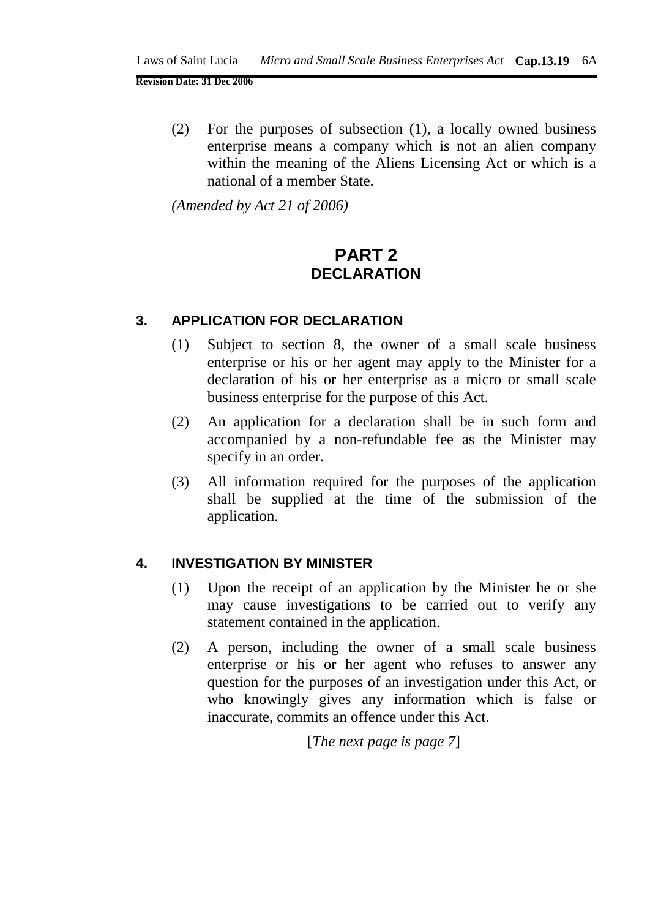(2) For the purposes of subsection (1), a locally owned business enterprise means a company which is not an alien company within the meaning of the Aliens Licensing Act or which is a national of a member State.

*(Amended by Act 21 of 2006)*

# PART 2
## DECLARATION

### 3. APPLICATION FOR DECLARATION

(1) Subject to section 8, the owner of a small scale business enterprise or his or her agent may apply to the Minister for a declaration of his or her enterprise as a micro or small scale business enterprise for the purpose of this Act.

(2) An application for a declaration shall be in such form and accompanied by a non-refundable fee as the Minister may specify in an order.

(3) All information required for the purposes of the application shall be supplied at the time of the submission of the application.

### 4. INVESTIGATION BY MINISTER

(1) Upon the receipt of an application by the Minister he or she may cause investigations to be carried out to verify any statement contained in the application.

(2) A person, including the owner of a small scale business enterprise or his or her agent who refuses to answer any question for the purposes of an investigation under this Act, or who knowingly gives any information which is false or inaccurate, commits an offence under this Act.

[*The next page is page 7*]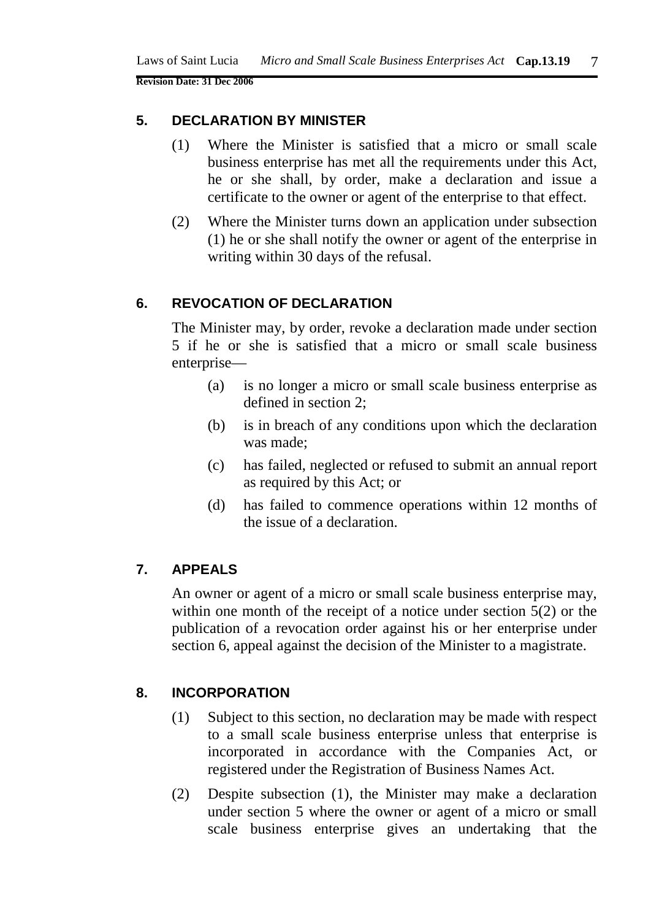## 5. DECLARATION BY MINISTER

(1) Where the Minister is satisfied that a micro or small scale business enterprise has met all the requirements under this Act, he or she shall, by order, make a declaration and issue a certificate to the owner or agent of the enterprise to that effect.

(2) Where the Minister turns down an application under subsection (1) he or she shall notify the owner or agent of the enterprise in writing within 30 days of the refusal.

## 6. REVOCATION OF DECLARATION

The Minister may, by order, revoke a declaration made under section 5 if he or she is satisfied that a micro or small scale business enterprise—

(a) is no longer a micro or small scale business enterprise as defined in section 2;

(b) is in breach of any conditions upon which the declaration was made;

(c) has failed, neglected or refused to submit an annual report as required by this Act; or

(d) has failed to commence operations within 12 months of the issue of a declaration.

## 7. APPEALS

An owner or agent of a micro or small scale business enterprise may, within one month of the receipt of a notice under section 5(2) or the publication of a revocation order against his or her enterprise under section 6, appeal against the decision of the Minister to a magistrate.

## 8. INCORPORATION

(1) Subject to this section, no declaration may be made with respect to a small scale business enterprise unless that enterprise is incorporated in accordance with the Companies Act, or registered under the Registration of Business Names Act.

(2) Despite subsection (1), the Minister may make a declaration under section 5 where the owner or agent of a micro or small scale business enterprise gives an undertaking that the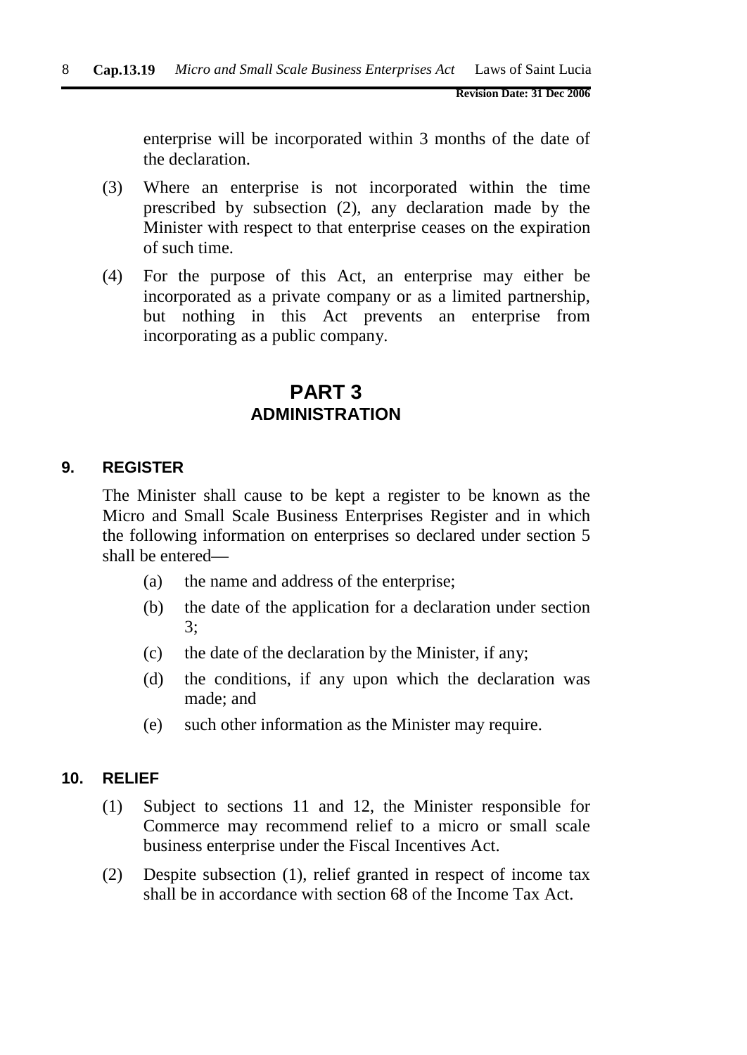enterprise will be incorporated within 3 months of the date of the declaration.

(3) Where an enterprise is not incorporated within the time prescribed by subsection (2), any declaration made by the Minister with respect to that enterprise ceases on the expiration of such time.

(4) For the purpose of this Act, an enterprise may either be incorporated as a private company or as a limited partnership, but nothing in this Act prevents an enterprise from incorporating as a public company.

## PART 3
## ADMINISTRATION

### 9. REGISTER

The Minister shall cause to be kept a register to be known as the Micro and Small Scale Business Enterprises Register and in which the following information on enterprises so declared under section 5 shall be entered—

(a) the name and address of the enterprise;

(b) the date of the application for a declaration under section 3;

(c) the date of the declaration by the Minister, if any;

(d) the conditions, if any upon which the declaration was made; and

(e) such other information as the Minister may require.

### 10. RELIEF

(1) Subject to sections 11 and 12, the Minister responsible for Commerce may recommend relief to a micro or small scale business enterprise under the Fiscal Incentives Act.

(2) Despite subsection (1), relief granted in respect of income tax shall be in accordance with section 68 of the Income Tax Act.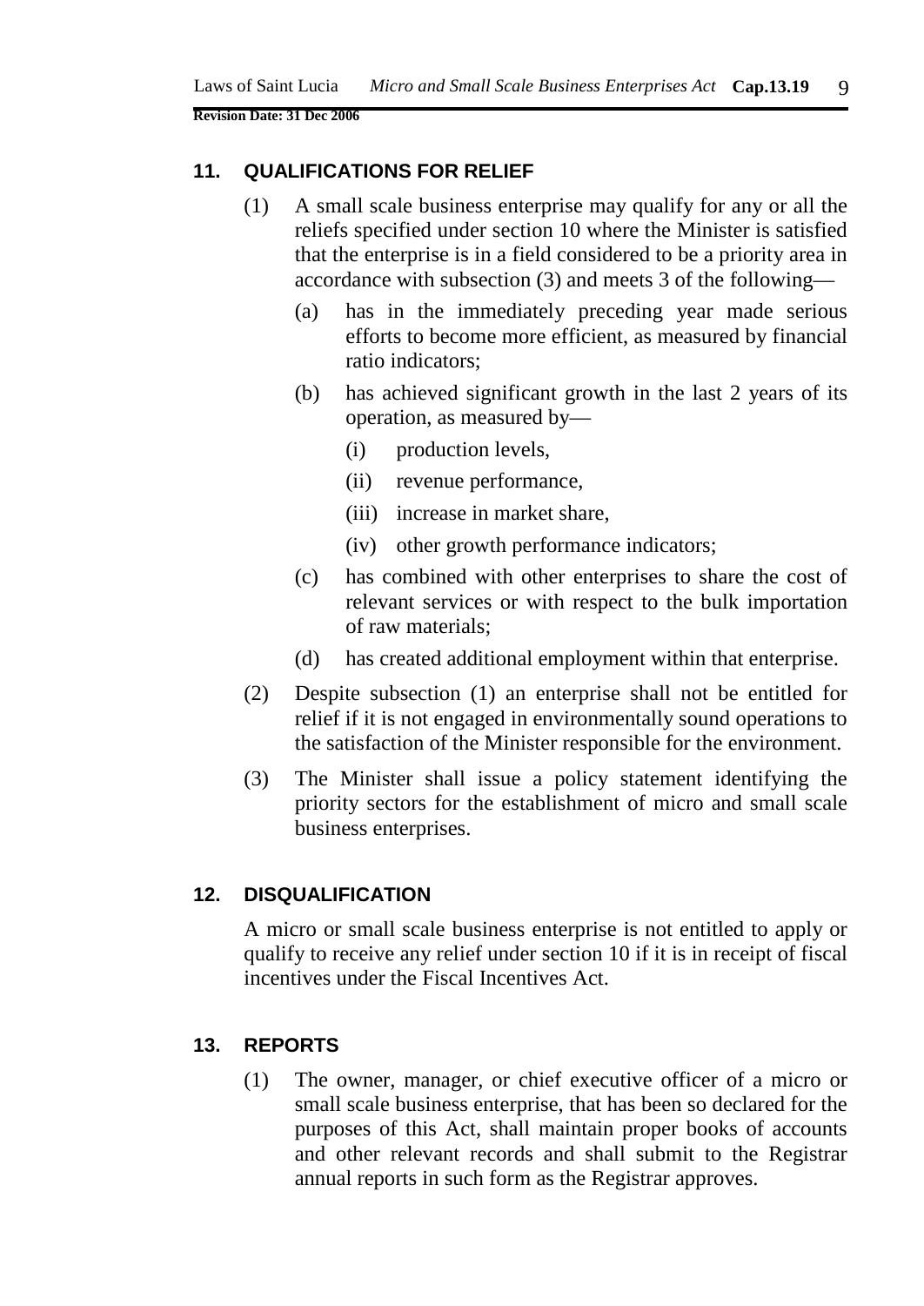## 11. QUALIFICATIONS FOR RELIEF

(1) A small scale business enterprise may qualify for any or all the reliefs specified under section 10 where the Minister is satisfied that the enterprise is in a field considered to be a priority area in accordance with subsection (3) and meets 3 of the following—

(a) has in the immediately preceding year made serious efforts to become more efficient, as measured by financial ratio indicators;

(b) has achieved significant growth in the last 2 years of its operation, as measured by—

(i) production levels,

(ii) revenue performance,

(iii) increase in market share,

(iv) other growth performance indicators;

(c) has combined with other enterprises to share the cost of relevant services or with respect to the bulk importation of raw materials;

(d) has created additional employment within that enterprise.

(2) Despite subsection (1) an enterprise shall not be entitled for relief if it is not engaged in environmentally sound operations to the satisfaction of the Minister responsible for the environment.

(3) The Minister shall issue a policy statement identifying the priority sectors for the establishment of micro and small scale business enterprises.

## 12. DISQUALIFICATION

A micro or small scale business enterprise is not entitled to apply or qualify to receive any relief under section 10 if it is in receipt of fiscal incentives under the Fiscal Incentives Act.

## 13. REPORTS

(1) The owner, manager, or chief executive officer of a micro or small scale business enterprise, that has been so declared for the purposes of this Act, shall maintain proper books of accounts and other relevant records and shall submit to the Registrar annual reports in such form as the Registrar approves.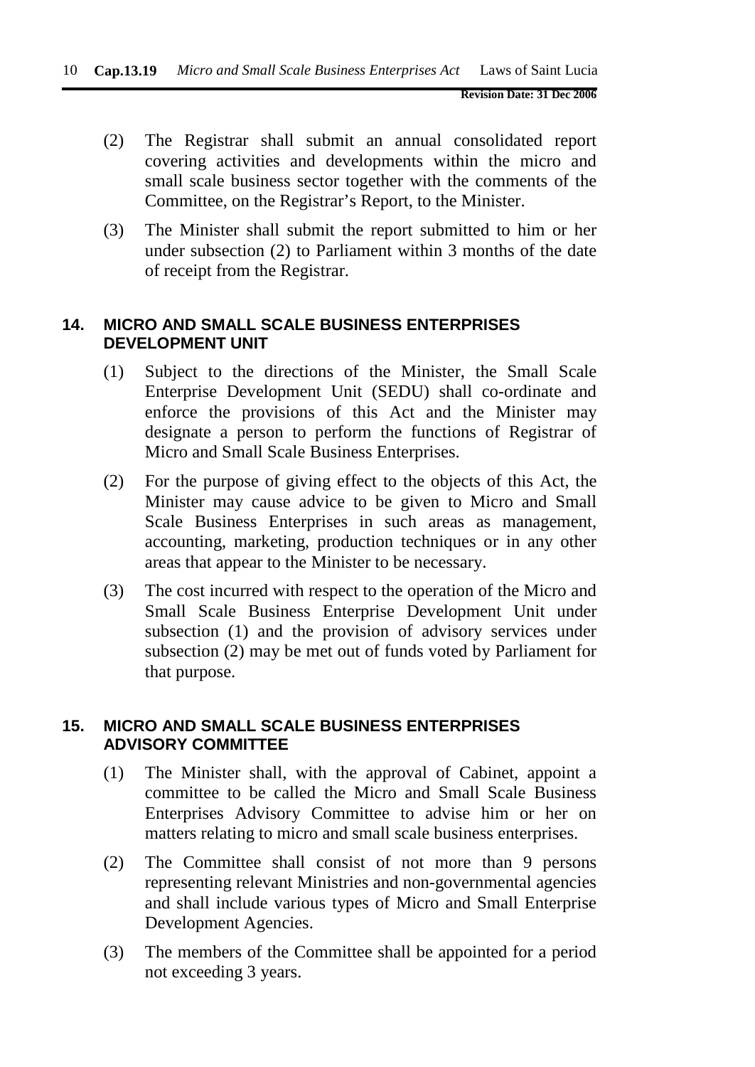(2) The Registrar shall submit an annual consolidated report covering activities and developments within the micro and small scale business sector together with the comments of the Committee, on the Registrar's Report, to the Minister.

(3) The Minister shall submit the report submitted to him or her under subsection (2) to Parliament within 3 months of the date of receipt from the Registrar.

## 14. MICRO AND SMALL SCALE BUSINESS ENTERPRISES DEVELOPMENT UNIT

(1) Subject to the directions of the Minister, the Small Scale Enterprise Development Unit (SEDU) shall co-ordinate and enforce the provisions of this Act and the Minister may designate a person to perform the functions of Registrar of Micro and Small Scale Business Enterprises.

(2) For the purpose of giving effect to the objects of this Act, the Minister may cause advice to be given to Micro and Small Scale Business Enterprises in such areas as management, accounting, marketing, production techniques or in any other areas that appear to the Minister to be necessary.

(3) The cost incurred with respect to the operation of the Micro and Small Scale Business Enterprise Development Unit under subsection (1) and the provision of advisory services under subsection (2) may be met out of funds voted by Parliament for that purpose.

## 15. MICRO AND SMALL SCALE BUSINESS ENTERPRISES ADVISORY COMMITTEE

(1) The Minister shall, with the approval of Cabinet, appoint a committee to be called the Micro and Small Scale Business Enterprises Advisory Committee to advise him or her on matters relating to micro and small scale business enterprises.

(2) The Committee shall consist of not more than 9 persons representing relevant Ministries and non-governmental agencies and shall include various types of Micro and Small Enterprise Development Agencies.

(3) The members of the Committee shall be appointed for a period not exceeding 3 years.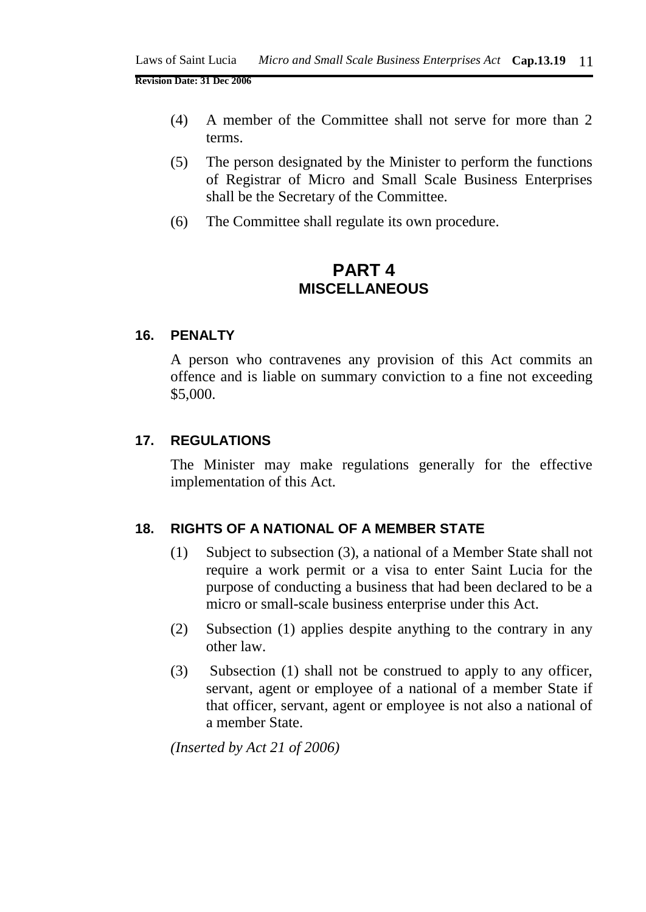(4) A member of the Committee shall not serve for more than 2 terms.

(5) The person designated by the Minister to perform the functions of Registrar of Micro and Small Scale Business Enterprises shall be the Secretary of the Committee.

(6) The Committee shall regulate its own procedure.

# PART 4
## MISCELLANEOUS

### 16. PENALTY

A person who contravenes any provision of this Act commits an offence and is liable on summary conviction to a fine not exceeding $5,000.

### 17. REGULATIONS

The Minister may make regulations generally for the effective implementation of this Act.

### 18. RIGHTS OF A NATIONAL OF A MEMBER STATE

(1) Subject to subsection (3), a national of a Member State shall not require a work permit or a visa to enter Saint Lucia for the purpose of conducting a business that had been declared to be a micro or small-scale business enterprise under this Act.

(2) Subsection (1) applies despite anything to the contrary in any other law.

(3) Subsection (1) shall not be construed to apply to any officer, servant, agent or employee of a national of a member State if that officer, servant, agent or employee is not also a national of a member State.

*(Inserted by Act 21 of 2006)*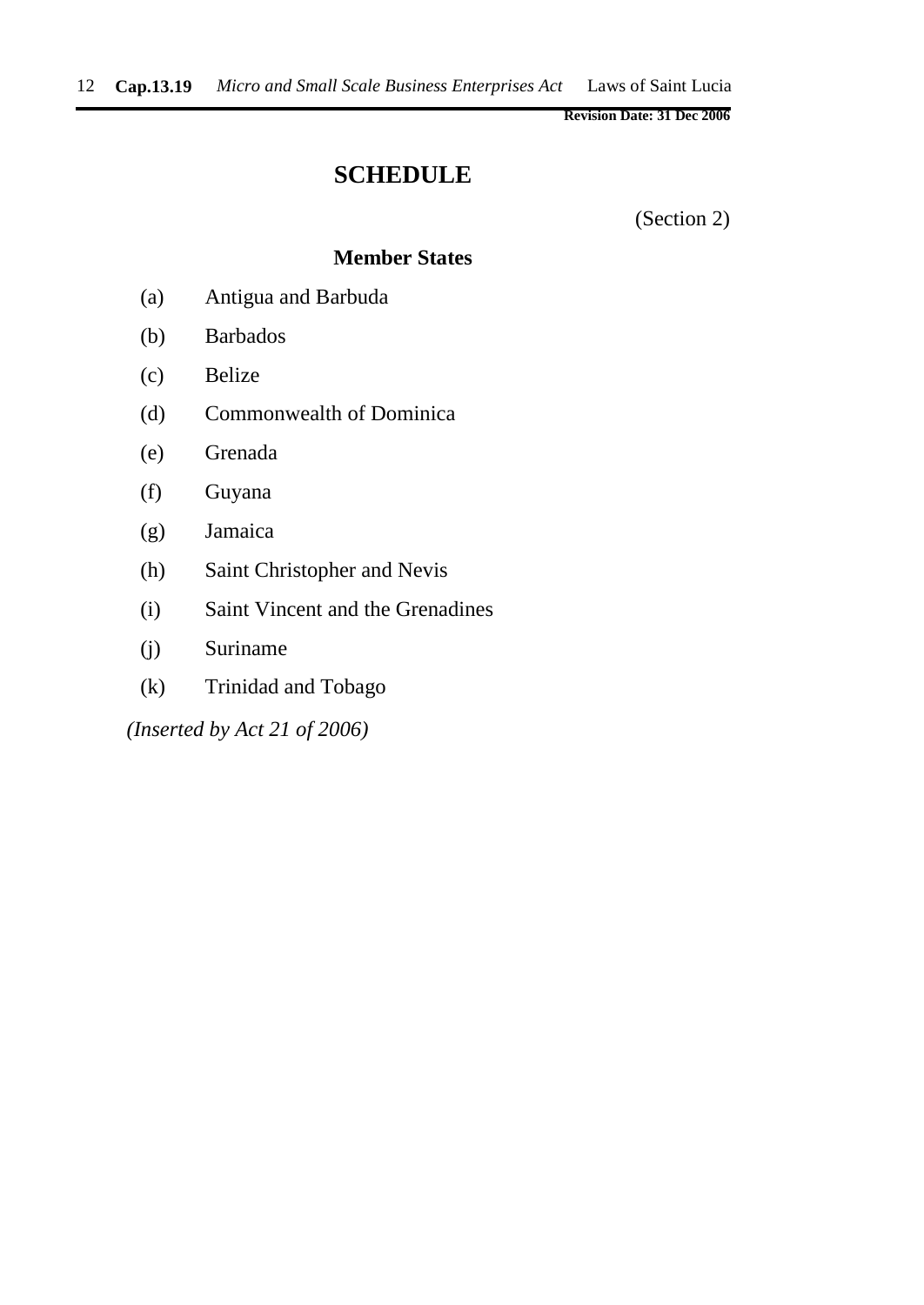# SCHEDULE

(Section 2)

**Member States**

(a) Antigua and Barbuda

(b) Barbados

(c) Belize

(d) Commonwealth of Dominica

(e) Grenada

(f) Guyana

(g) Jamaica

(h) Saint Christopher and Nevis

(i) Saint Vincent and the Grenadines

(j) Suriname

(k) Trinidad and Tobago

*(Inserted by Act 21 of 2006)*